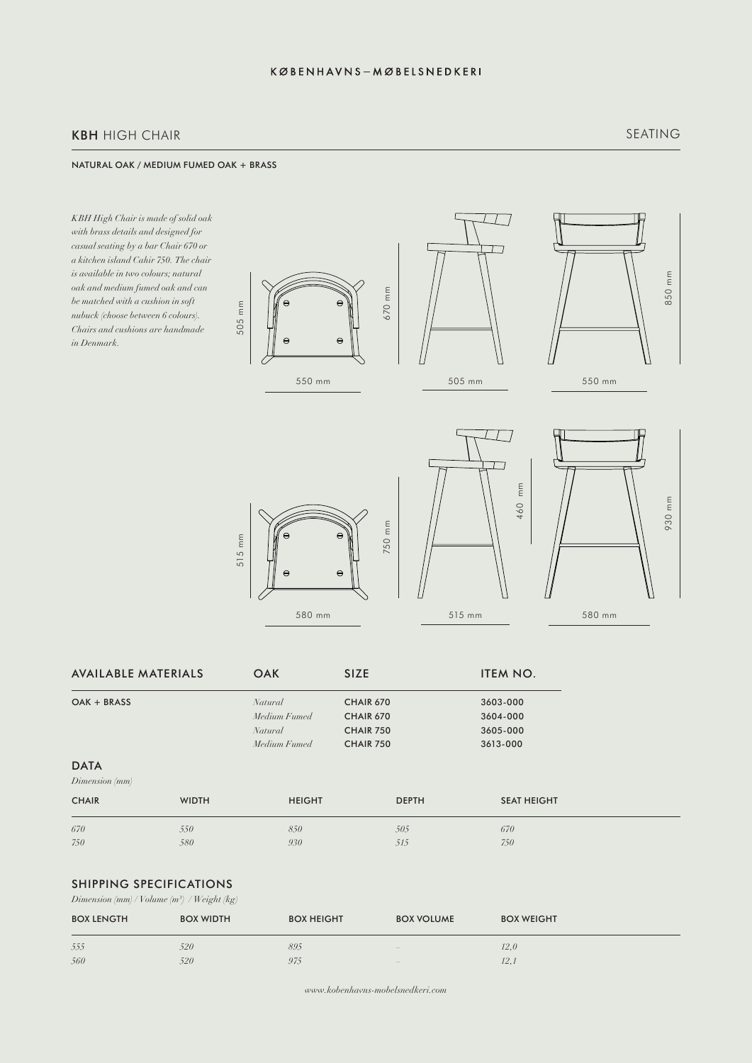KØBENHAVNS—MØBELSNEDKERI

## **KBH** HIGH CHAIR

SEATING

NATURAL OAK / MEDIUM FUMED OAK + BRASS

*KBH High Chair is made of solid oak with brass details and designed for casual seating by a bar Chair 670 or a kitchen island Cahir 750. The chair is available in two colours; natural oak and medium fumed oak and can be matched with a cushion in soft nubuck (choose between 6 colours). Chairs and cushions are handmade in Denmark.*

505 mm
550 mm
670 mm
505 mm
850 mm
550 mm

515 mm
580 mm
750 mm
515 mm
460 mm
930 mm
580 mm

| AVAILABLE MATERIALS | OAK | SIZE | ITEM NO. |
|---|---|---|---|
| OAK + BRASS | *Natural* | CHAIR 670 | 3603-000 |
| | *Medium Fumed* | CHAIR 670 | 3604-000 |
| | *Natural* | CHAIR 750 | 3605-000 |
| | *Medium Fumed* | CHAIR 750 | 3613-000 |

### DATA

*Dimension (mm)*

| CHAIR | WIDTH | HEIGHT | DEPTH | SEAT HEIGHT |
|---|---|---|---|---|
| *670* | *550* | *850* | *505* | *670* |
| *750* | *580* | *930* | *515* | *750* |

### SHIPPING SPECIFICATIONS

*Dimension (mm) / Volume (m³) / Weight (kg)*

| BOX LENGTH | BOX WIDTH | BOX HEIGHT | BOX VOLUME | BOX WEIGHT |
|---|---|---|---|---|
| *555* | *520* | *895* | – | *12,0* |
| *560* | *520* | *975* | – | *12,1* |

*www.kobenhavns-mobelsnedkeri.com*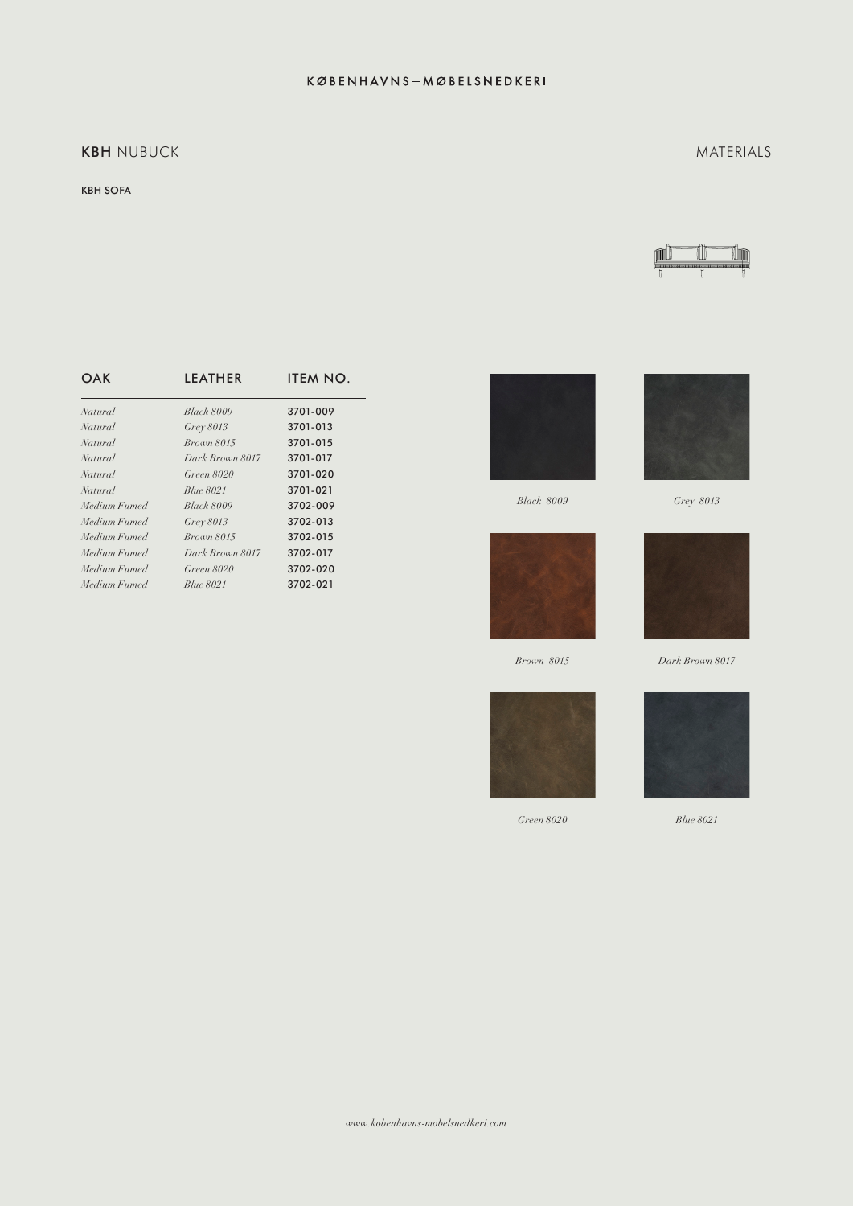KØBENHAVNS—MØBELSNEDKERI

## **KBH** NUBUCK

MATERIALS

### KBH SOFA

| OAK | LEATHER | ITEM NO. |
|---|---|---|
| *Natural* | *Black 8009* | 3701-009 |
| *Natural* | *Grey 8013* | 3701-013 |
| *Natural* | *Brown 8015* | 3701-015 |
| *Natural* | *Dark Brown 8017* | 3701-017 |
| *Natural* | *Green 8020* | 3701-020 |
| *Natural* | *Blue 8021* | 3701-021 |
| *Medium Fumed* | *Black 8009* | 3702-009 |
| *Medium Fumed* | *Grey 8013* | 3702-013 |
| *Medium Fumed* | *Brown 8015* | 3702-015 |
| *Medium Fumed* | *Dark Brown 8017* | 3702-017 |
| *Medium Fumed* | *Green 8020* | 3702-020 |
| *Medium Fumed* | *Blue 8021* | 3702-021 |

*Black 8009*

*Grey 8013*

*Brown 8015*

*Dark Brown 8017*

*Green 8020*

*Blue 8021*

*www.kobenhavns-mobelsnedkeri.com*